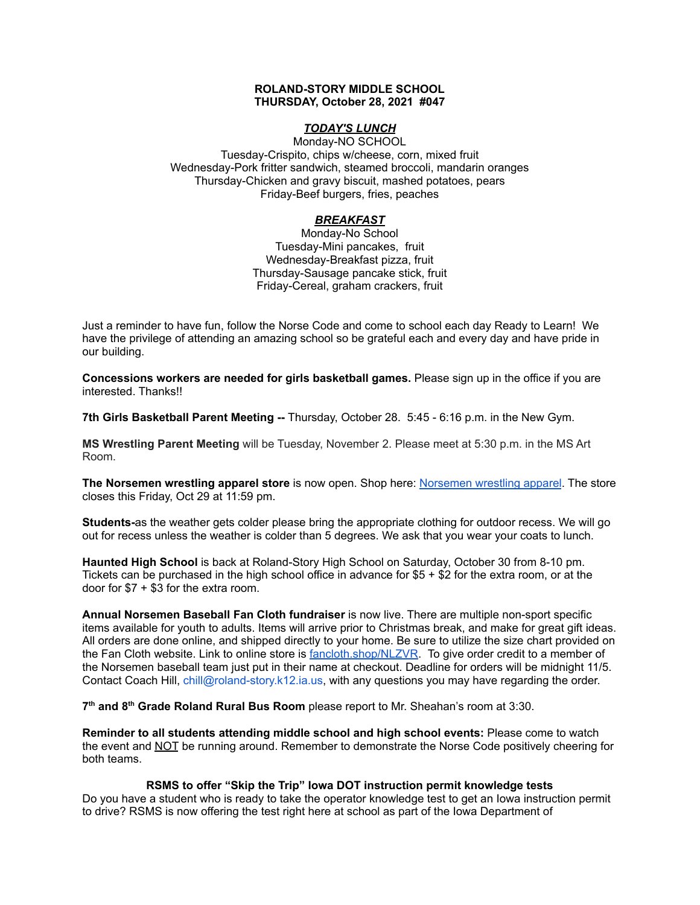**ROLAND-STORY MIDDLE SCHOOL**
**THURSDAY, October 28, 2021 #047**

***TODAY'S LUNCH***

Monday-NO SCHOOL
Tuesday-Crispito, chips w/cheese, corn, mixed fruit
Wednesday-Pork fritter sandwich, steamed broccoli, mandarin oranges
Thursday-Chicken and gravy biscuit, mashed potatoes, pears
Friday-Beef burgers, fries, peaches

***BREAKFAST***

Monday-No School
Tuesday-Mini pancakes, fruit
Wednesday-Breakfast pizza, fruit
Thursday-Sausage pancake stick, fruit
Friday-Cereal, graham crackers, fruit

Just a reminder to have fun, follow the Norse Code and come to school each day Ready to Learn! We have the privilege of attending an amazing school so be grateful each and every day and have pride in our building.

**Concessions workers are needed for girls basketball games.** Please sign up in the office if you are interested. Thanks!!

**7th Girls Basketball Parent Meeting --** Thursday, October 28. 5:45 - 6:16 p.m. in the New Gym.

**MS Wrestling Parent Meeting** will be Tuesday, November 2. Please meet at 5:30 p.m. in the MS Art Room.

**The Norsemen wrestling apparel store** is now open. Shop here: Norsemen wrestling apparel. The store closes this Friday, Oct 29 at 11:59 pm.

**Students-**as the weather gets colder please bring the appropriate clothing for outdoor recess. We will go out for recess unless the weather is colder than 5 degrees. We ask that you wear your coats to lunch.

**Haunted High School** is back at Roland-Story High School on Saturday, October 30 from 8-10 pm. Tickets can be purchased in the high school office in advance for $5 + $2 for the extra room, or at the door for $7 + $3 for the extra room.

**Annual Norsemen Baseball Fan Cloth fundraiser** is now live. There are multiple non-sport specific items available for youth to adults. Items will arrive prior to Christmas break, and make for great gift ideas. All orders are done online, and shipped directly to your home. Be sure to utilize the size chart provided on the Fan Cloth website. Link to online store is fancloth.shop/NLZVR. To give order credit to a member of the Norsemen baseball team just put in their name at checkout. Deadline for orders will be midnight 11/5. Contact Coach Hill, chill@roland-story.k12.ia.us, with any questions you may have regarding the order.

**7th and 8th Grade Roland Rural Bus Room** please report to Mr. Sheahan's room at 3:30.

**Reminder to all students attending middle school and high school events:** Please come to watch the event and NOT be running around. Remember to demonstrate the Norse Code positively cheering for both teams.

**RSMS to offer "Skip the Trip" Iowa DOT instruction permit knowledge tests**

Do you have a student who is ready to take the operator knowledge test to get an Iowa instruction permit to drive? RSMS is now offering the test right here at school as part of the Iowa Department of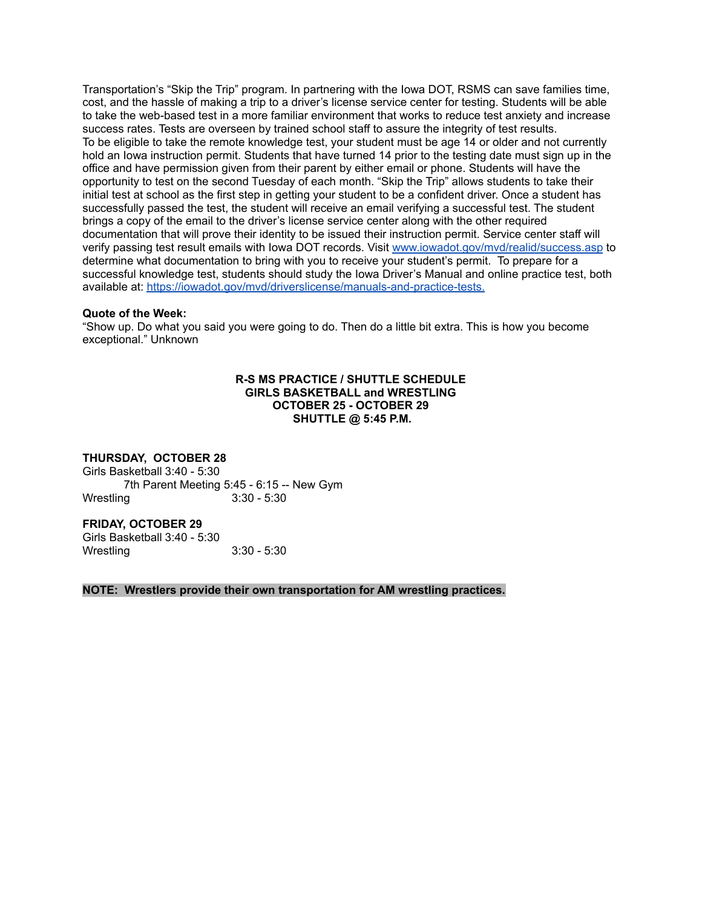Transportation's "Skip the Trip" program. In partnering with the Iowa DOT, RSMS can save families time, cost, and the hassle of making a trip to a driver's license service center for testing. Students will be able to take the web-based test in a more familiar environment that works to reduce test anxiety and increase success rates. Tests are overseen by trained school staff to assure the integrity of test results.
To be eligible to take the remote knowledge test, your student must be age 14 or older and not currently hold an Iowa instruction permit. Students that have turned 14 prior to the testing date must sign up in the office and have permission given from their parent by either email or phone. Students will have the opportunity to test on the second Tuesday of each month. "Skip the Trip" allows students to take their initial test at school as the first step in getting your student to be a confident driver. Once a student has successfully passed the test, the student will receive an email verifying a successful test. The student brings a copy of the email to the driver's license service center along with the other required documentation that will prove their identity to be issued their instruction permit. Service center staff will verify passing test result emails with Iowa DOT records. Visit [www.iowadot.gov/mvd/realid/success.asp](www.iowadot.gov/mvd/realid/success.asp) to determine what documentation to bring with you to receive your student's permit. To prepare for a successful knowledge test, students should study the Iowa Driver's Manual and online practice test, both available at: [https://iowadot.gov/mvd/driverslicense/manuals-and-practice-tests.](https://iowadot.gov/mvd/driverslicense/manuals-and-practice-tests)

**Quote of the Week:**
"Show up. Do what you said you were going to do. Then do a little bit extra. This is how you become exceptional." Unknown

**R-S MS PRACTICE / SHUTTLE SCHEDULE**
**GIRLS BASKETBALL and WRESTLING**
**OCTOBER 25 - OCTOBER 29**
**SHUTTLE @ 5:45 P.M.**

**THURSDAY, OCTOBER 28**
Girls Basketball 3:40 - 5:30
7th Parent Meeting 5:45 - 6:15 -- New Gym
Wrestling 3:30 - 5:30

**FRIDAY, OCTOBER 29**
Girls Basketball 3:40 - 5:30
Wrestling 3:30 - 5:30

**NOTE: Wrestlers provide their own transportation for AM wrestling practices.**